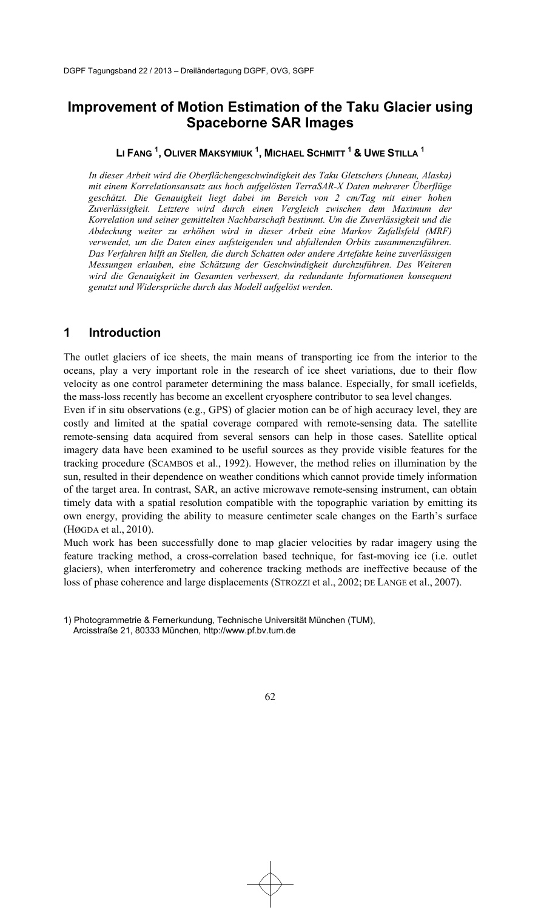# Improvement of Motion Estimation of the Taku Glacier using Spaceborne SAR Images

**LI FANG [1], OLIVER MAKSYMIUK [1], MICHAEL SCHMITT [1] & UWE STILLA [1]**

*In dieser Arbeit wird die Oberflächengeschwindigkeit des Taku Gletschers (Juneau, Alaska) mit einem Korrelationsansatz aus hoch aufgelösten TerraSAR-X Daten mehrerer Überflüge geschätzt. Die Genauigkeit liegt dabei im Bereich von 2 cm/Tag mit einer hohen Zuverlässigkeit. Letztere wird durch einen Vergleich zwischen dem Maximum der Korrelation und seiner gemittelten Nachbarschaft bestimmt. Um die Zuverlässigkeit und die Abdeckung weiter zu erhöhen wird in dieser Arbeit eine Markov Zufallsfeld (MRF) verwendet, um die Daten eines aufsteigenden und abfallenden Orbits zusammenzuführen. Das Verfahren hilft an Stellen, die durch Schatten oder andere Artefakte keine zuverlässigen Messungen erlauben, eine Schätzung der Geschwindigkeit durchzuführen. Des Weiteren wird die Genauigkeit im Gesamten verbessert, da redundante Informationen konsequent genutzt und Widersprüche durch das Modell aufgelöst werden.*

## 1 Introduction

The outlet glaciers of ice sheets, the main means of transporting ice from the interior to the oceans, play a very important role in the research of ice sheet variations, due to their flow velocity as one control parameter determining the mass balance. Especially, for small icefields, the mass-loss recently has become an excellent cryosphere contributor to sea level changes.

Even if in situ observations (e.g., GPS) of glacier motion can be of high accuracy level, they are costly and limited at the spatial coverage compared with remote-sensing data. The satellite remote-sensing data acquired from several sensors can help in those cases. Satellite optical imagery data have been examined to be useful sources as they provide visible features for the tracking procedure (SCAMBOS et al., 1992). However, the method relies on illumination by the sun, resulted in their dependence on weather conditions which cannot provide timely information of the target area. In contrast, SAR, an active microwave remote-sensing instrument, can obtain timely data with a spatial resolution compatible with the topographic variation by emitting its own energy, providing the ability to measure centimeter scale changes on the Earth's surface (HØGDA et al., 2010).

Much work has been successfully done to map glacier velocities by radar imagery using the feature tracking method, a cross-correlation based technique, for fast-moving ice (i.e. outlet glaciers), when interferometry and coherence tracking methods are ineffective because of the loss of phase coherence and large displacements (STROZZI et al., 2002; DE LANGE et al., 2007).

1) Photogrammetrie & Fernerkundung, Technische Universität München (TUM), Arcisstraße 21, 80333 München, http://www.pf.bv.tum.de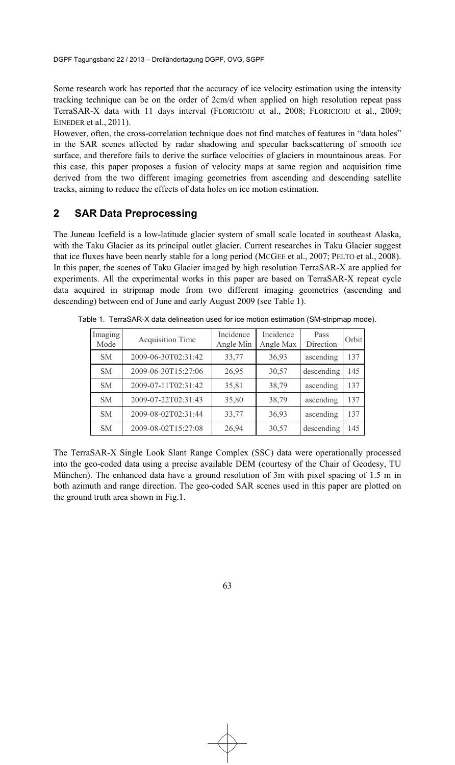Some research work has reported that the accuracy of ice velocity estimation using the intensity tracking technique can be on the order of 2cm/d when applied on high resolution repeat pass TerraSAR-X data with 11 days interval (FLORICIOIU et al., 2008; FLORICIOIU et al., 2009; EINEDER et al., 2011).

However, often, the cross-correlation technique does not find matches of features in "data holes" in the SAR scenes affected by radar shadowing and specular backscattering of smooth ice surface, and therefore fails to derive the surface velocities of glaciers in mountainous areas. For this case, this paper proposes a fusion of velocity maps at same region and acquisition time derived from the two different imaging geometries from ascending and descending satellite tracks, aiming to reduce the effects of data holes on ice motion estimation.

## 2 SAR Data Preprocessing

The Juneau Icefield is a low-latitude glacier system of small scale located in southeast Alaska, with the Taku Glacier as its principal outlet glacier. Current researches in Taku Glacier suggest that ice fluxes have been nearly stable for a long period (MCGEE et al., 2007; PELTO et al., 2008). In this paper, the scenes of Taku Glacier imaged by high resolution TerraSAR-X are applied for experiments. All the experimental works in this paper are based on TerraSAR-X repeat cycle data acquired in stripmap mode from two different imaging geometries (ascending and descending) between end of June and early August 2009 (see Table 1).

Table 1. TerraSAR-X data delineation used for ice motion estimation (SM-stripmap mode).

| Imaging Mode | Acquisition Time | Incidence Angle Min | Incidence Angle Max | Pass Direction | Orbit |
|---|---|---|---|---|---|
| SM | 2009-06-30T02:31:42 | 33,77 | 36,93 | ascending | 137 |
| SM | 2009-06-30T15:27:06 | 26,95 | 30,57 | descending | 145 |
| SM | 2009-07-11T02:31:42 | 35,81 | 38,79 | ascending | 137 |
| SM | 2009-07-22T02:31:43 | 35,80 | 38,79 | ascending | 137 |
| SM | 2009-08-02T02:31:44 | 33,77 | 36,93 | ascending | 137 |
| SM | 2009-08-02T15:27:08 | 26,94 | 30,57 | descending | 145 |

The TerraSAR-X Single Look Slant Range Complex (SSC) data were operationally processed into the geo-coded data using a precise available DEM (courtesy of the Chair of Geodesy, TU München). The enhanced data have a ground resolution of 3m with pixel spacing of 1.5 m in both azimuth and range direction. The geo-coded SAR scenes used in this paper are plotted on the ground truth area shown in Fig.1.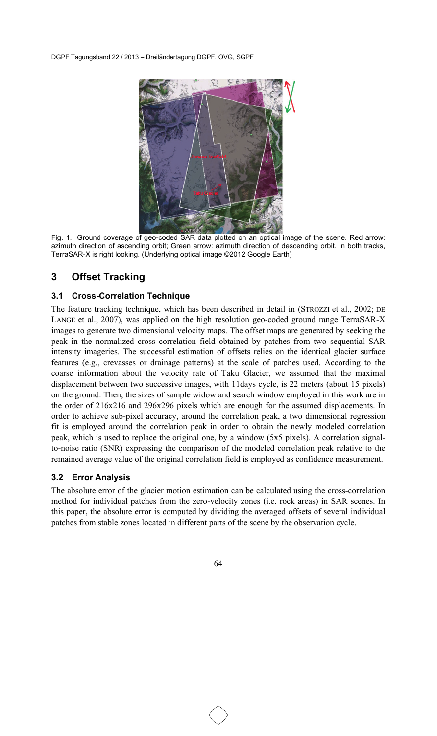Fig. 1. Ground coverage of geo-coded SAR data plotted on an optical image of the scene. Red arrow: azimuth direction of ascending orbit; Green arrow: azimuth direction of descending orbit. In both tracks, TerraSAR-X is right looking. (Underlying optical image ©2012 Google Earth)

## 3 Offset Tracking

### 3.1 Cross-Correlation Technique

The feature tracking technique, which has been described in detail in (STROZZI et al., 2002; DE LANGE et al., 2007), was applied on the high resolution geo-coded ground range TerraSAR-X images to generate two dimensional velocity maps. The offset maps are generated by seeking the peak in the normalized cross correlation field obtained by patches from two sequential SAR intensity imageries. The successful estimation of offsets relies on the identical glacier surface features (e.g., crevasses or drainage patterns) at the scale of patches used. According to the coarse information about the velocity rate of Taku Glacier, we assumed that the maximal displacement between two successive images, with 11days cycle, is 22 meters (about 15 pixels) on the ground. Then, the sizes of sample widow and search window employed in this work are in the order of 216x216 and 296x296 pixels which are enough for the assumed displacements. In order to achieve sub-pixel accuracy, around the correlation peak, a two dimensional regression fit is employed around the correlation peak in order to obtain the newly modeled correlation peak, which is used to replace the original one, by a window (5x5 pixels). A correlation signal-to-noise ratio (SNR) expressing the comparison of the modeled correlation peak relative to the remained average value of the original correlation field is employed as confidence measurement.

### 3.2 Error Analysis

The absolute error of the glacier motion estimation can be calculated using the cross-correlation method for individual patches from the zero-velocity zones (i.e. rock areas) in SAR scenes. In this paper, the absolute error is computed by dividing the averaged offsets of several individual patches from stable zones located in different parts of the scene by the observation cycle.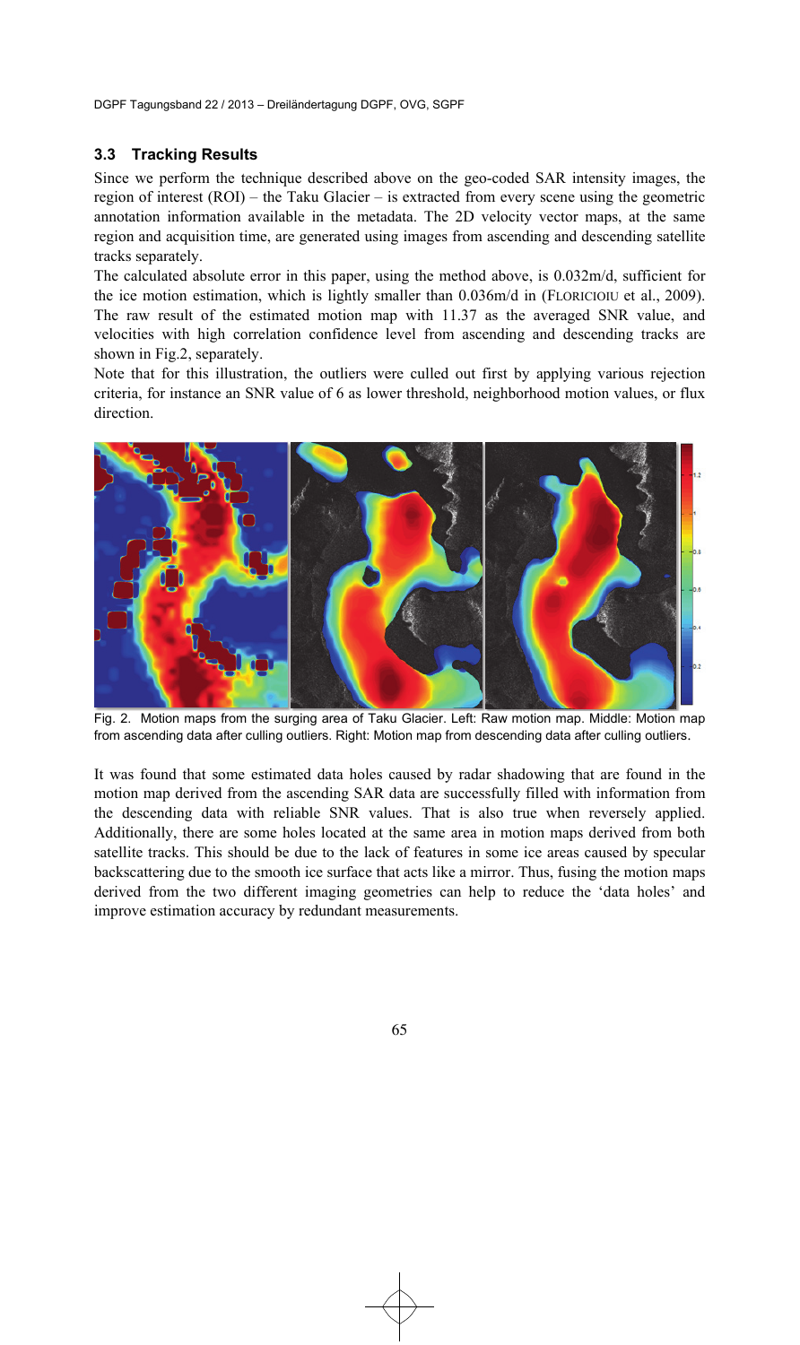### 3.3 Tracking Results

Since we perform the technique described above on the geo-coded SAR intensity images, the region of interest (ROI) – the Taku Glacier – is extracted from every scene using the geometric annotation information available in the metadata. The 2D velocity vector maps, at the same region and acquisition time, are generated using images from ascending and descending satellite tracks separately.

The calculated absolute error in this paper, using the method above, is 0.032m/d, sufficient for the ice motion estimation, which is lightly smaller than 0.036m/d in (FLORICIOIU et al., 2009). The raw result of the estimated motion map with 11.37 as the averaged SNR value, and velocities with high correlation confidence level from ascending and descending tracks are shown in Fig.2, separately.

Note that for this illustration, the outliers were culled out first by applying various rejection criteria, for instance an SNR value of 6 as lower threshold, neighborhood motion values, or flux direction.

Fig. 2. Motion maps from the surging area of Taku Glacier. Left: Raw motion map. Middle: Motion map from ascending data after culling outliers. Right: Motion map from descending data after culling outliers.

It was found that some estimated data holes caused by radar shadowing that are found in the motion map derived from the ascending SAR data are successfully filled with information from the descending data with reliable SNR values. That is also true when reversely applied. Additionally, there are some holes located at the same area in motion maps derived from both satellite tracks. This should be due to the lack of features in some ice areas caused by specular backscattering due to the smooth ice surface that acts like a mirror. Thus, fusing the motion maps derived from the two different imaging geometries can help to reduce the 'data holes' and improve estimation accuracy by redundant measurements.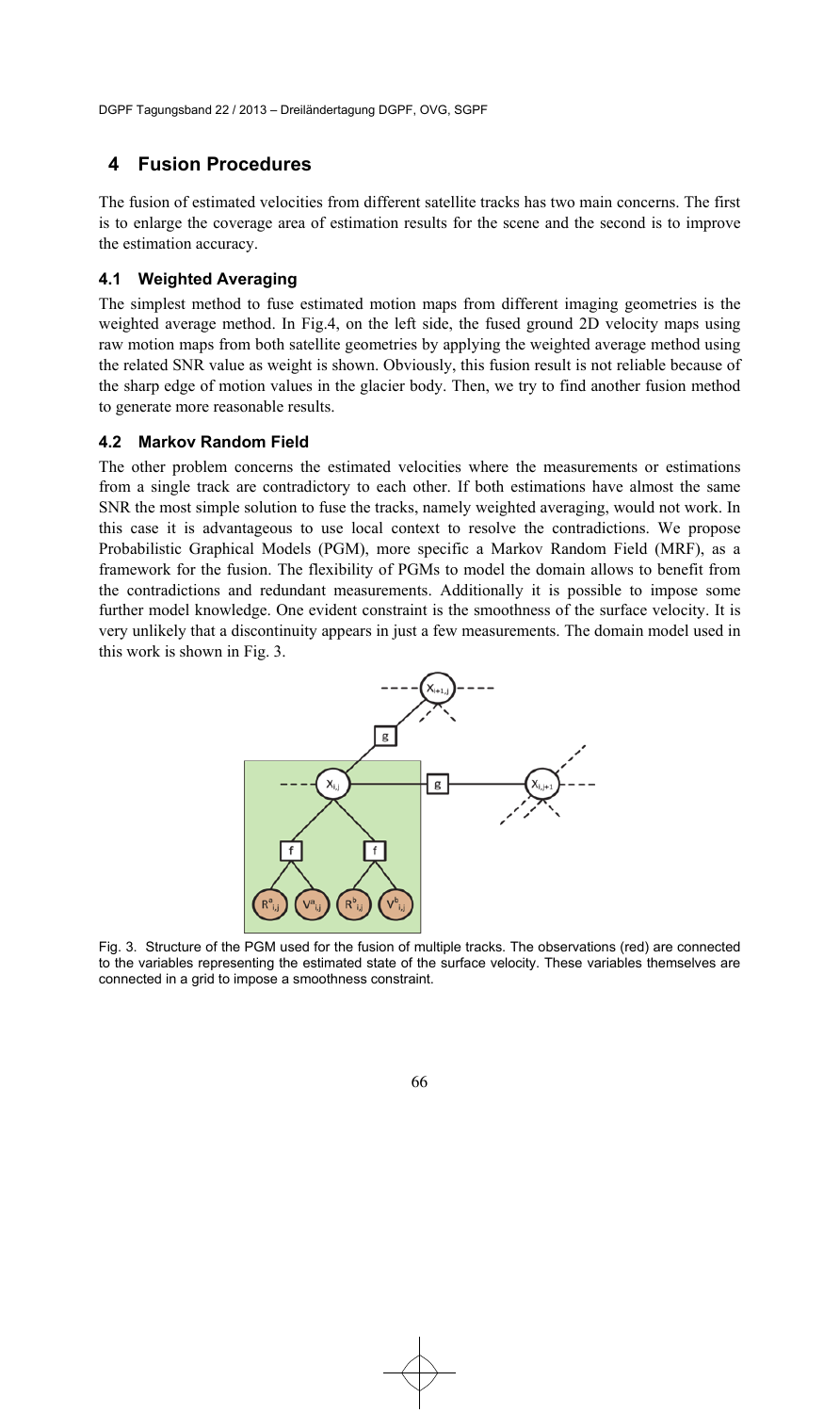## 4 Fusion Procedures

The fusion of estimated velocities from different satellite tracks has two main concerns. The first is to enlarge the coverage area of estimation results for the scene and the second is to improve the estimation accuracy.

### 4.1 Weighted Averaging

The simplest method to fuse estimated motion maps from different imaging geometries is the weighted average method. In Fig.4, on the left side, the fused ground 2D velocity maps using raw motion maps from both satellite geometries by applying the weighted average method using the related SNR value as weight is shown. Obviously, this fusion result is not reliable because of the sharp edge of motion values in the glacier body. Then, we try to find another fusion method to generate more reasonable results.

### 4.2 Markov Random Field

The other problem concerns the estimated velocities where the measurements or estimations from a single track are contradictory to each other. If both estimations have almost the same SNR the most simple solution to fuse the tracks, namely weighted averaging, would not work. In this case it is advantageous to use local context to resolve the contradictions. We propose Probabilistic Graphical Models (PGM), more specific a Markov Random Field (MRF), as a framework for the fusion. The flexibility of PGMs to model the domain allows to benefit from the contradictions and redundant measurements. Additionally it is possible to impose some further model knowledge. One evident constraint is the smoothness of the surface velocity. It is very unlikely that a discontinuity appears in just a few measurements. The domain model used in this work is shown in Fig. 3.

Fig. 3. Structure of the PGM used for the fusion of multiple tracks. The observations (red) are connected to the variables representing the estimated state of the surface velocity. These variables themselves are connected in a grid to impose a smoothness constraint.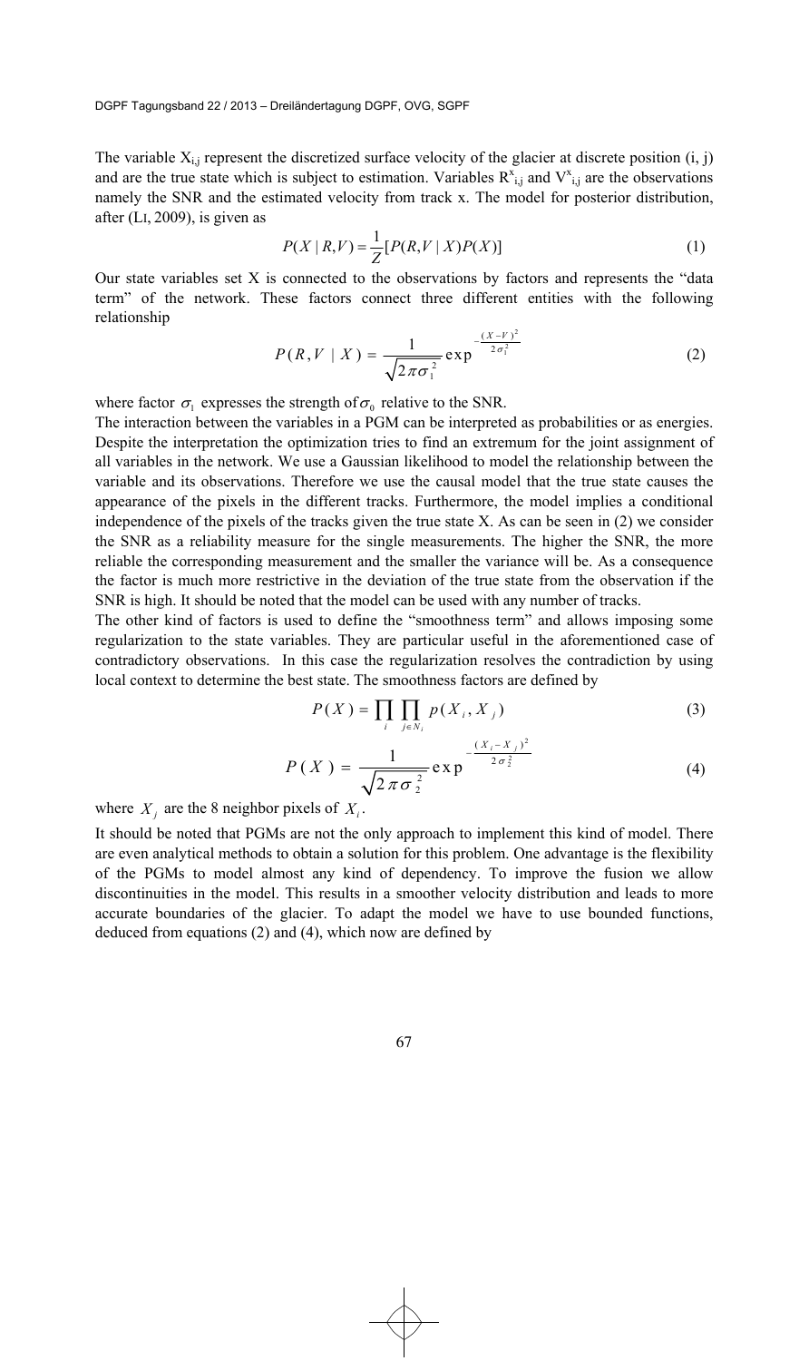The variable $X_{i,j}$ represent the discretized surface velocity of the glacier at discrete position (i, j) and are the true state which is subject to estimation. Variables $R^x_{i,j}$ and $V^x_{i,j}$ are the observations namely the SNR and the estimated velocity from track x. The model for posterior distribution, after (LI, 2009), is given as

$$P(X \mid R,V) = \frac{1}{Z}[P(R,V \mid X)P(X)] \tag{1}$$

Our state variables set X is connected to the observations by factors and represents the "data term" of the network. These factors connect three different entities with the following relationship

$$P(R,V \mid X) = \frac{1}{\sqrt{2\pi\sigma_1^2}} \exp^{-\frac{(X-V)^2}{2\sigma_1^2}} \tag{2}$$

where factor $\sigma_1$ expresses the strength of $\sigma_0$ relative to the SNR.

The interaction between the variables in a PGM can be interpreted as probabilities or as energies. Despite the interpretation the optimization tries to find an extremum for the joint assignment of all variables in the network. We use a Gaussian likelihood to model the relationship between the variable and its observations. Therefore we use the causal model that the true state causes the appearance of the pixels in the different tracks. Furthermore, the model implies a conditional independence of the pixels of the tracks given the true state X. As can be seen in (2) we consider the SNR as a reliability measure for the single measurements. The higher the SNR, the more reliable the corresponding measurement and the smaller the variance will be. As a consequence the factor is much more restrictive in the deviation of the true state from the observation if the SNR is high. It should be noted that the model can be used with any number of tracks.

The other kind of factors is used to define the "smoothness term" and allows imposing some regularization to the state variables. They are particular useful in the aforementioned case of contradictory observations. In this case the regularization resolves the contradiction by using local context to determine the best state. The smoothness factors are defined by

$$P(X) = \prod_{i} \prod_{j \in N_i} p(X_i, X_j) \tag{3}$$

$$P(X) = \frac{1}{\sqrt{2\pi\sigma_2^2}} \exp^{-\frac{(X_i - X_j)^2}{2\sigma_2^2}} \tag{4}$$

where $X_j$ are the 8 neighbor pixels of $X_i$.

It should be noted that PGMs are not the only approach to implement this kind of model. There are even analytical methods to obtain a solution for this problem. One advantage is the flexibility of the PGMs to model almost any kind of dependency. To improve the fusion we allow discontinuities in the model. This results in a smoother velocity distribution and leads to more accurate boundaries of the glacier. To adapt the model we have to use bounded functions, deduced from equations (2) and (4), which now are defined by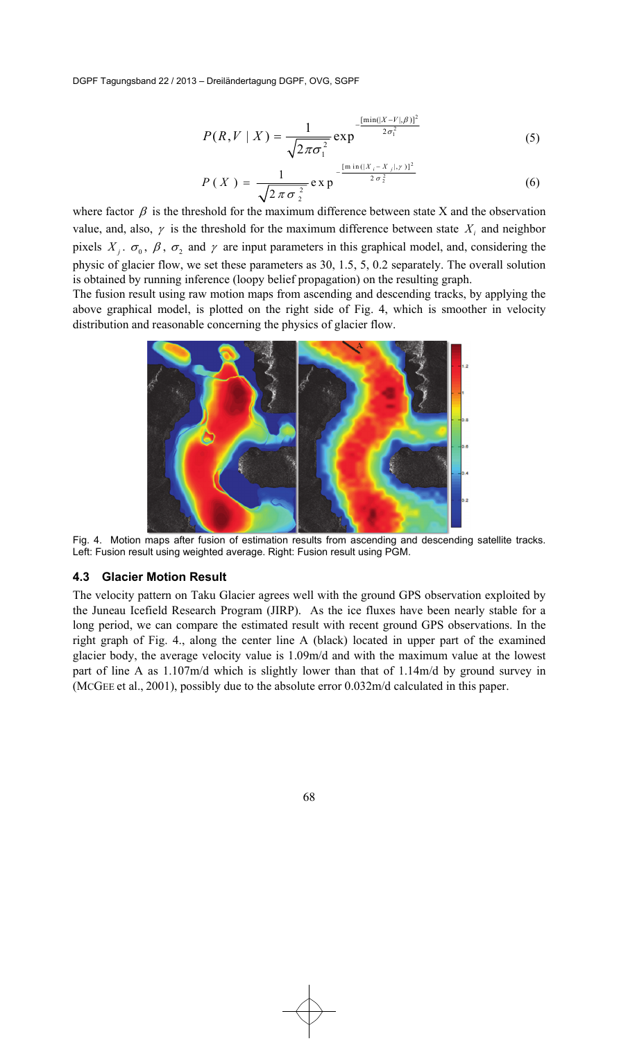$$P(R,V \mid X) = \frac{1}{\sqrt{2\pi\sigma_1^2}} \exp^{-\frac{[\min(|X-V|,\beta)]^2}{2\sigma_1^2}} \tag{5}$$

$$P(X) = \frac{1}{\sqrt{2\pi\sigma_2^2}} \exp^{-\frac{[\min(|X_i - X_j|,\gamma)]^2}{2\sigma_2^2}} \tag{6}$$

where factor $\beta$ is the threshold for the maximum difference between state X and the observation value, and, also, $\gamma$ is the threshold for the maximum difference between state $X_i$ and neighbor pixels $X_j$. $\sigma_0$, $\beta$, $\sigma_2$ and $\gamma$ are input parameters in this graphical model, and, considering the physic of glacier flow, we set these parameters as 30, 1.5, 5, 0.2 separately. The overall solution is obtained by running inference (loopy belief propagation) on the resulting graph.

The fusion result using raw motion maps from ascending and descending tracks, by applying the above graphical model, is plotted on the right side of Fig. 4, which is smoother in velocity distribution and reasonable concerning the physics of glacier flow.

Fig. 4. Motion maps after fusion of estimation results from ascending and descending satellite tracks. Left: Fusion result using weighted average. Right: Fusion result using PGM.

### 4.3 Glacier Motion Result

The velocity pattern on Taku Glacier agrees well with the ground GPS observation exploited by the Juneau Icefield Research Program (JIRP). As the ice fluxes have been nearly stable for a long period, we can compare the estimated result with recent ground GPS observations. In the right graph of Fig. 4., along the center line A (black) located in upper part of the examined glacier body, the average velocity value is 1.09m/d and with the maximum value at the lowest part of line A as 1.107m/d which is slightly lower than that of 1.14m/d by ground survey in (McGee et al., 2001), possibly due to the absolute error 0.032m/d calculated in this paper.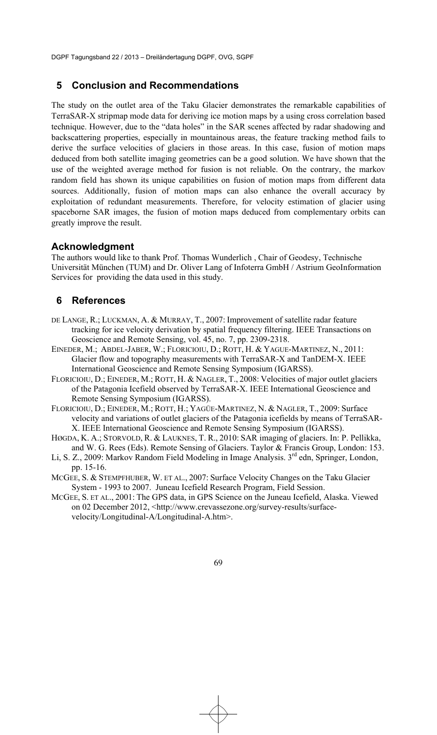## 5 Conclusion and Recommendations

The study on the outlet area of the Taku Glacier demonstrates the remarkable capabilities of TerraSAR-X stripmap mode data for deriving ice motion maps by a using cross correlation based technique. However, due to the "data holes" in the SAR scenes affected by radar shadowing and backscattering properties, especially in mountainous areas, the feature tracking method fails to derive the surface velocities of glaciers in those areas. In this case, fusion of motion maps deduced from both satellite imaging geometries can be a good solution. We have shown that the use of the weighted average method for fusion is not reliable. On the contrary, the markov random field has shown its unique capabilities on fusion of motion maps from different data sources. Additionally, fusion of motion maps can also enhance the overall accuracy by exploitation of redundant measurements. Therefore, for velocity estimation of glacier using spaceborne SAR images, the fusion of motion maps deduced from complementary orbits can greatly improve the result.

### Acknowledgment

The authors would like to thank Prof. Thomas Wunderlich , Chair of Geodesy, Technische Universität München (TUM) and Dr. Oliver Lang of Infoterra GmbH / Astrium GeoInformation Services for providing the data used in this study.

## 6 References

DE LANGE, R.; LUCKMAN, A. & MURRAY, T., 2007: Improvement of satellite radar feature tracking for ice velocity derivation by spatial frequency filtering. IEEE Transactions on Geoscience and Remote Sensing, vol. 45, no. 7, pp. 2309-2318.

EINEDER, M.; ABDEL-JABER, W.; FLORICIOIU, D.; ROTT, H. & YAGUE-MARTINEZ, N., 2011: Glacier flow and topography measurements with TerraSAR-X and TanDEM-X. IEEE International Geoscience and Remote Sensing Symposium (IGARSS).

FLORICIOIU, D.; EINEDER, M.; ROTT, H. & NAGLER, T., 2008: Velocities of major outlet glaciers of the Patagonia Icefield observed by TerraSAR-X. IEEE International Geoscience and Remote Sensing Symposium (IGARSS).

FLORICIOIU, D.; EINEDER, M.; ROTT, H.; YAGÜE-MARTINEZ, N. & NAGLER, T., 2009: Surface velocity and variations of outlet glaciers of the Patagonia icefields by means of TerraSAR-X. IEEE International Geoscience and Remote Sensing Symposium (IGARSS).

HØGDA, K. A.; STORVOLD, R. & LAUKNES, T. R., 2010: SAR imaging of glaciers. In: P. Pellikka, and W. G. Rees (Eds). Remote Sensing of Glaciers. Taylor & Francis Group, London: 153.

Li, S. Z., 2009: Markov Random Field Modeling in Image Analysis. 3rd edn, Springer, London, pp. 15-16.

MCGEE, S. & STEMPFHUBER, W. ET AL., 2007: Surface Velocity Changes on the Taku Glacier System - 1993 to 2007. Juneau Icefield Research Program, Field Session.

MCGEE, S. ET AL., 2001: The GPS data, in GPS Science on the Juneau Icefield, Alaska. Viewed on 02 December 2012, <http://www.crevassezone.org/survey-results/surface-velocity/Longitudinal-A/Longitudinal-A.htm>.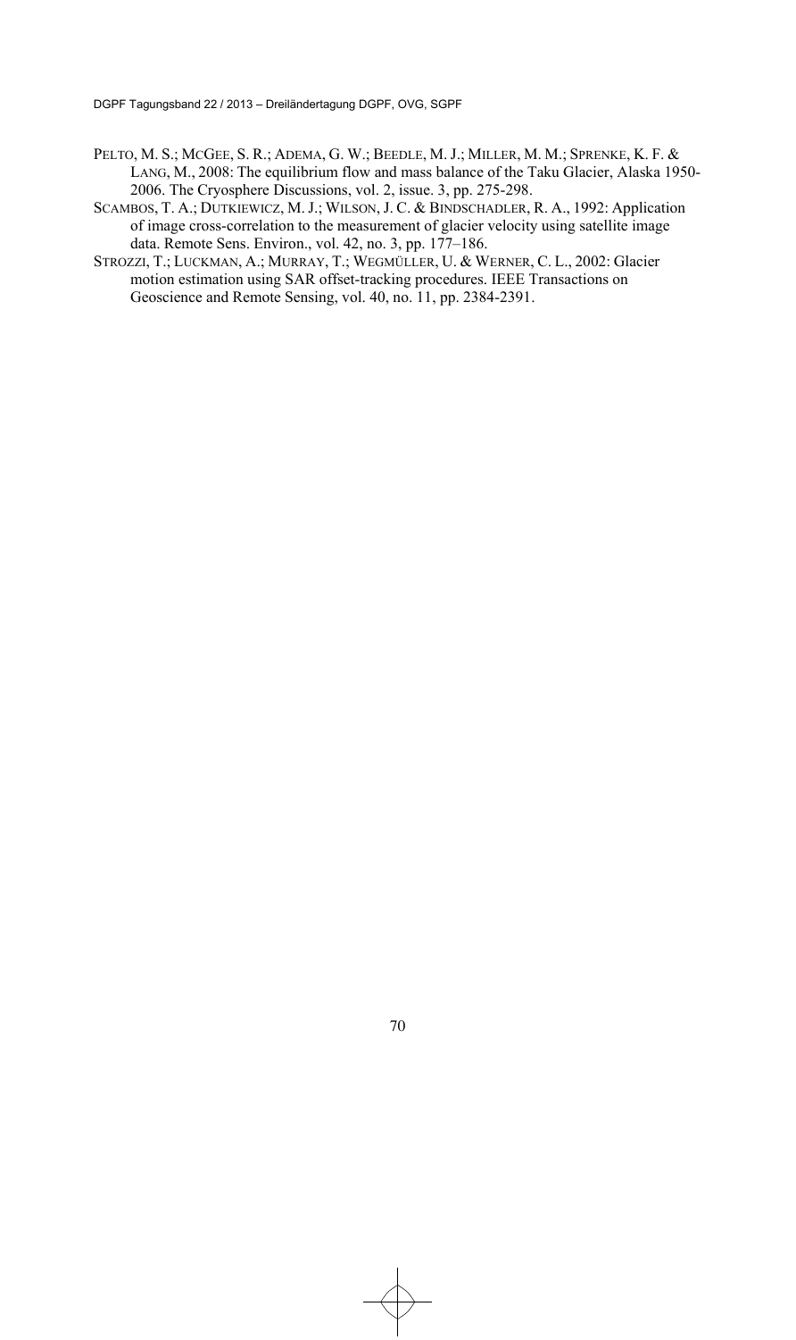PELTO, M. S.; MCGEE, S. R.; ADEMA, G. W.; BEEDLE, M. J.; MILLER, M. M.; SPRENKE, K. F. & LANG, M., 2008: The equilibrium flow and mass balance of the Taku Glacier, Alaska 1950-2006. The Cryosphere Discussions, vol. 2, issue. 3, pp. 275-298.

SCAMBOS, T. A.; DUTKIEWICZ, M. J.; WILSON, J. C. & BINDSCHADLER, R. A., 1992: Application of image cross-correlation to the measurement of glacier velocity using satellite image data. Remote Sens. Environ., vol. 42, no. 3, pp. 177–186.

STROZZI, T.; LUCKMAN, A.; MURRAY, T.; WEGMÜLLER, U. & WERNER, C. L., 2002: Glacier motion estimation using SAR offset-tracking procedures. IEEE Transactions on Geoscience and Remote Sensing, vol. 40, no. 11, pp. 2384-2391.